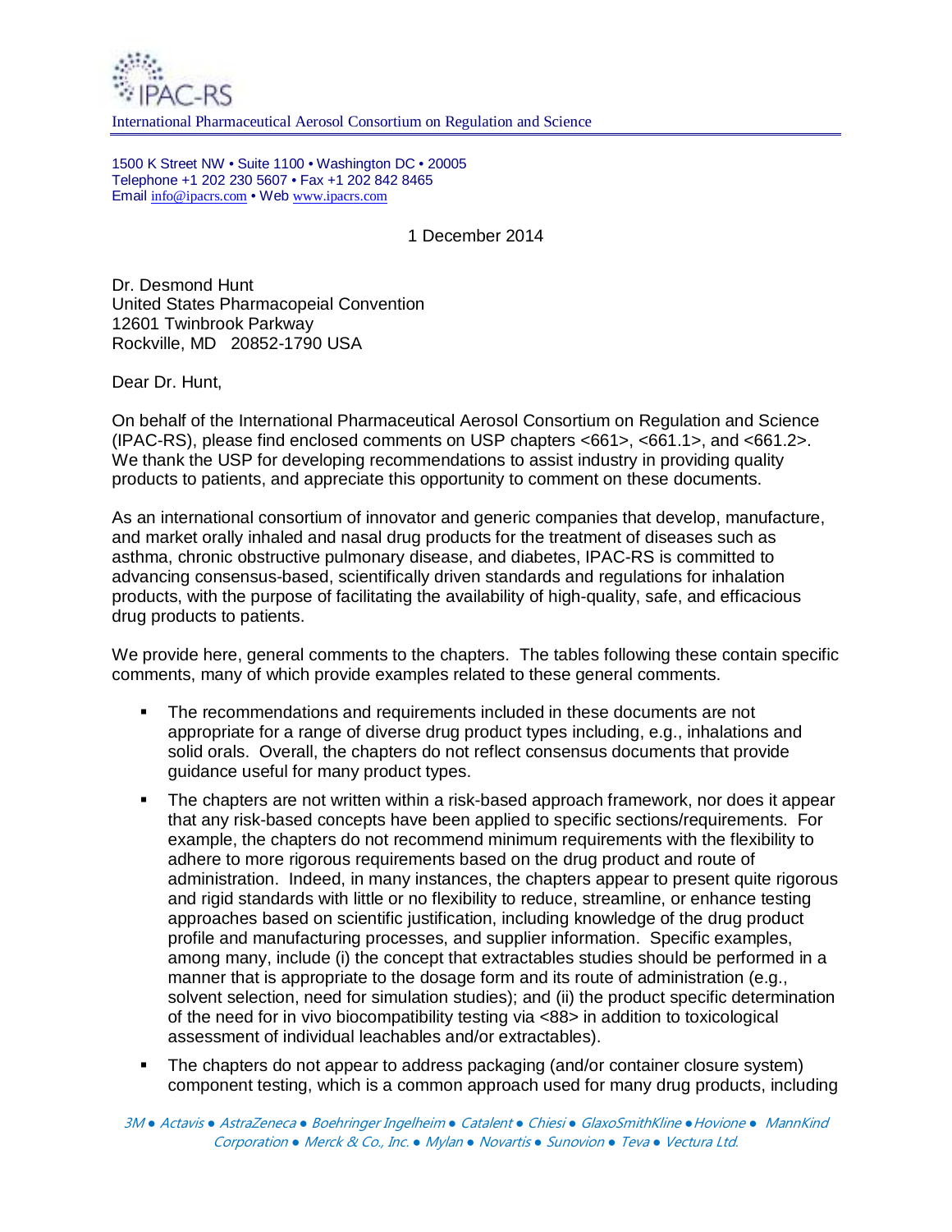IPAC-RS

International Pharmaceutical Aerosol Consortium on Regulation and Science

1500 K Street NW • Suite 1100 • Washington DC • 20005
Telephone +1 202 230 5607 • Fax +1 202 842 8465
Email info@ipacrs.com • Web www.ipacrs.com

1 December 2014

Dr. Desmond Hunt
United States Pharmacopeial Convention
12601 Twinbrook Parkway
Rockville, MD 20852-1790 USA

Dear Dr. Hunt,

On behalf of the International Pharmaceutical Aerosol Consortium on Regulation and Science (IPAC-RS), please find enclosed comments on USP chapters <661>, <661.1>, and <661.2>. We thank the USP for developing recommendations to assist industry in providing quality products to patients, and appreciate this opportunity to comment on these documents.

As an international consortium of innovator and generic companies that develop, manufacture, and market orally inhaled and nasal drug products for the treatment of diseases such as asthma, chronic obstructive pulmonary disease, and diabetes, IPAC-RS is committed to advancing consensus-based, scientifically driven standards and regulations for inhalation products, with the purpose of facilitating the availability of high-quality, safe, and efficacious drug products to patients.

We provide here, general comments to the chapters. The tables following these contain specific comments, many of which provide examples related to these general comments.

- The recommendations and requirements included in these documents are not appropriate for a range of diverse drug product types including, e.g., inhalations and solid orals. Overall, the chapters do not reflect consensus documents that provide guidance useful for many product types.
- The chapters are not written within a risk-based approach framework, nor does it appear that any risk-based concepts have been applied to specific sections/requirements. For example, the chapters do not recommend minimum requirements with the flexibility to adhere to more rigorous requirements based on the drug product and route of administration. Indeed, in many instances, the chapters appear to present quite rigorous and rigid standards with little or no flexibility to reduce, streamline, or enhance testing approaches based on scientific justification, including knowledge of the drug product profile and manufacturing processes, and supplier information. Specific examples, among many, include (i) the concept that extractables studies should be performed in a manner that is appropriate to the dosage form and its route of administration (e.g., solvent selection, need for simulation studies); and (ii) the product specific determination of the need for in vivo biocompatibility testing via <88> in addition to toxicological assessment of individual leachables and/or extractables).
- The chapters do not appear to address packaging (and/or container closure system) component testing, which is a common approach used for many drug products, including

*3M ● Actavis ● AstraZeneca ● Boehringer Ingelheim ● Catalent ● Chiesi ● GlaxoSmithKline ● Hovione ● MannKind Corporation ● Merck & Co., Inc. ● Mylan ● Novartis ● Sunovion ● Teva ● Vectura Ltd.*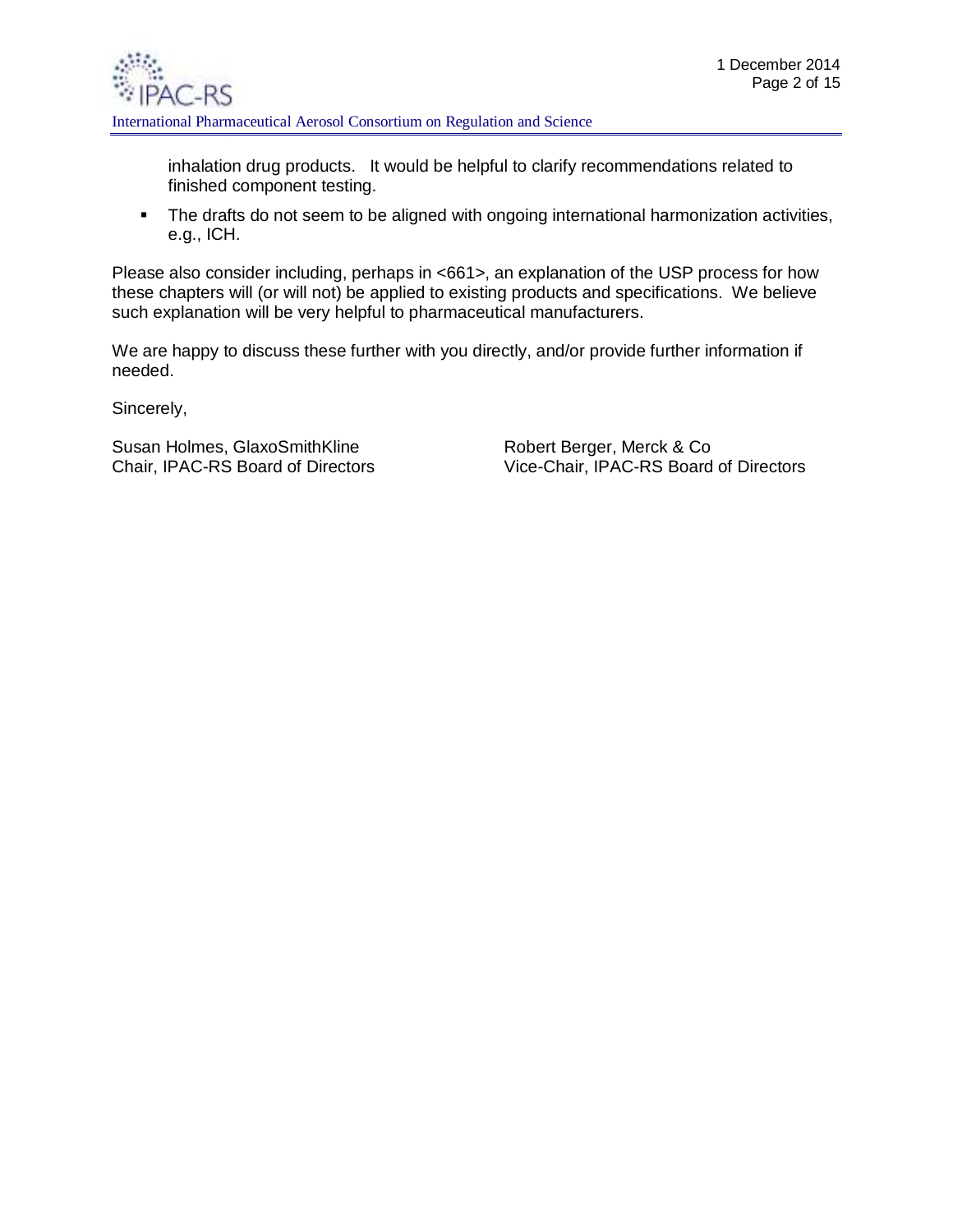inhalation drug products. It would be helpful to clarify recommendations related to finished component testing.

- The drafts do not seem to be aligned with ongoing international harmonization activities, e.g., ICH.

Please also consider including, perhaps in <661>, an explanation of the USP process for how these chapters will (or will not) be applied to existing products and specifications. We believe such explanation will be very helpful to pharmaceutical manufacturers.

We are happy to discuss these further with you directly, and/or provide further information if needed.

Sincerely,

Susan Holmes, GlaxoSmithKline
Chair, IPAC-RS Board of Directors

Robert Berger, Merck & Co
Vice-Chair, IPAC-RS Board of Directors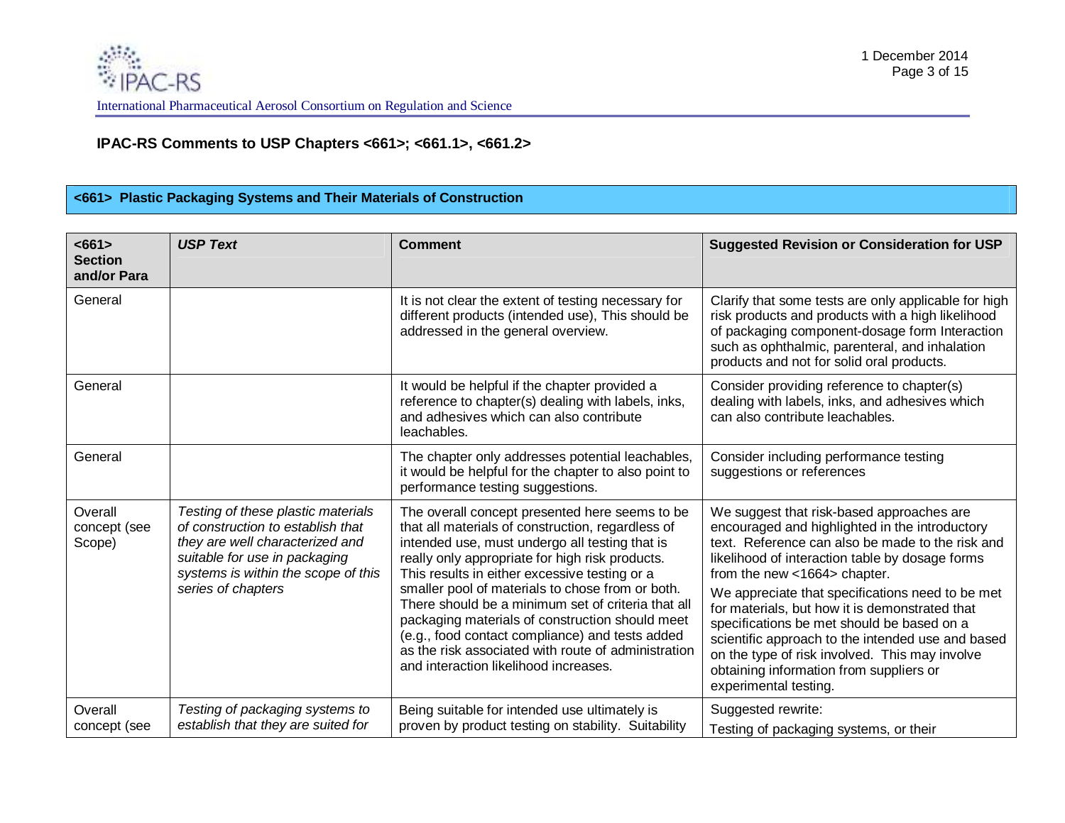### IPAC-RS Comments to USP Chapters <661>; <661.1>, <661.2>

## <661> Plastic Packaging Systems and Their Materials of Construction

| <661> Section and/or Para | *USP Text* | Comment | Suggested Revision or Consideration for USP |
|---|---|---|---|
| General | | It is not clear the extent of testing necessary for different products (intended use), This should be addressed in the general overview. | Clarify that some tests are only applicable for high risk products and products with a high likelihood of packaging component-dosage form Interaction such as ophthalmic, parenteral, and inhalation products and not for solid oral products. |
| General | | It would be helpful if the chapter provided a reference to chapter(s) dealing with labels, inks, and adhesives which can also contribute leachables. | Consider providing reference to chapter(s) dealing with labels, inks, and adhesives which can also contribute leachables. |
| General | | The chapter only addresses potential leachables, it would be helpful for the chapter to also point to performance testing suggestions. | Consider including performance testing suggestions or references |
| Overall concept (see Scope) | *Testing of these plastic materials of construction to establish that they are well characterized and suitable for use in packaging systems is within the scope of this series of chapters* | The overall concept presented here seems to be that all materials of construction, regardless of intended use, must undergo all testing that is really only appropriate for high risk products. This results in either excessive testing or a smaller pool of materials to chose from or both. There should be a minimum set of criteria that all packaging materials of construction should meet (e.g., food contact compliance) and tests added as the risk associated with route of administration and interaction likelihood increases. | We suggest that risk-based approaches are encouraged and highlighted in the introductory text. Reference can also be made to the risk and likelihood of interaction table by dosage forms from the new <1664> chapter.<br><br>We appreciate that specifications need to be met for materials, but how it is demonstrated that specifications be met should be based on a scientific approach to the intended use and based on the type of risk involved. This may involve obtaining information from suppliers or experimental testing. |
| Overall concept (see | *Testing of packaging systems to establish that they are suited for* | Being suitable for intended use ultimately is proven by product testing on stability. Suitability | Suggested rewrite:<br><br>Testing of packaging systems, or their |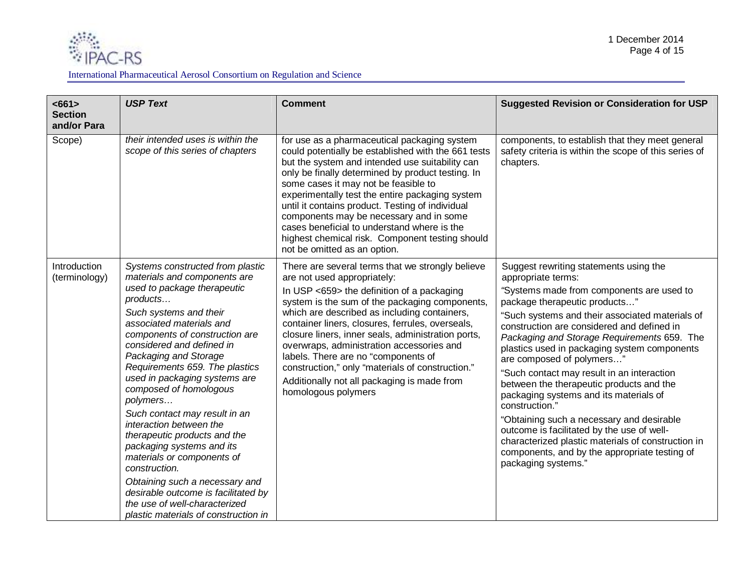| <661> Section and/or Para | *USP Text* | Comment | Suggested Revision or Consideration for USP |
| --- | --- | --- | --- |
| Scope) | *their intended uses is within the scope of this series of chapters* | for use as a pharmaceutical packaging system could potentially be established with the 661 tests but the system and intended use suitability can only be finally determined by product testing. In some cases it may not be feasible to experimentally test the entire packaging system until it contains product. Testing of individual components may be necessary and in some cases beneficial to understand where is the highest chemical risk. Component testing should not be omitted as an option. | components, to establish that they meet general safety criteria is within the scope of this series of chapters. |
| Introduction (terminology) | *Systems constructed from plastic materials and components are used to package therapeutic products…*<br><br>*Such systems and their associated materials and components of construction are considered and defined in Packaging and Storage Requirements 659. The plastics used in packaging systems are composed of homologous polymers…*<br><br>*Such contact may result in an interaction between the therapeutic products and the packaging systems and its materials or components of construction.*<br><br>*Obtaining such a necessary and desirable outcome is facilitated by the use of well-characterized plastic materials of construction in* | There are several terms that we strongly believe are not used appropriately:<br><br>In USP <659> the definition of a packaging system is the sum of the packaging components, which are described as including containers, container liners, closures, ferrules, overseals, closure liners, inner seals, administration ports, overwraps, administration accessories and labels. There are no "components of construction," only "materials of construction."<br><br>Additionally not all packaging is made from homologous polymers | Suggest rewriting statements using the appropriate terms:<br><br>"Systems made from components are used to package therapeutic products…"<br><br>"Such systems and their associated materials of construction are considered and defined in *Packaging and Storage Requirements* 659. The plastics used in packaging system components are composed of polymers…"<br><br>"Such contact may result in an interaction between the therapeutic products and the packaging systems and its materials of construction."<br><br>"Obtaining such a necessary and desirable outcome is facilitated by the use of well-characterized plastic materials of construction in components, and by the appropriate testing of packaging systems." |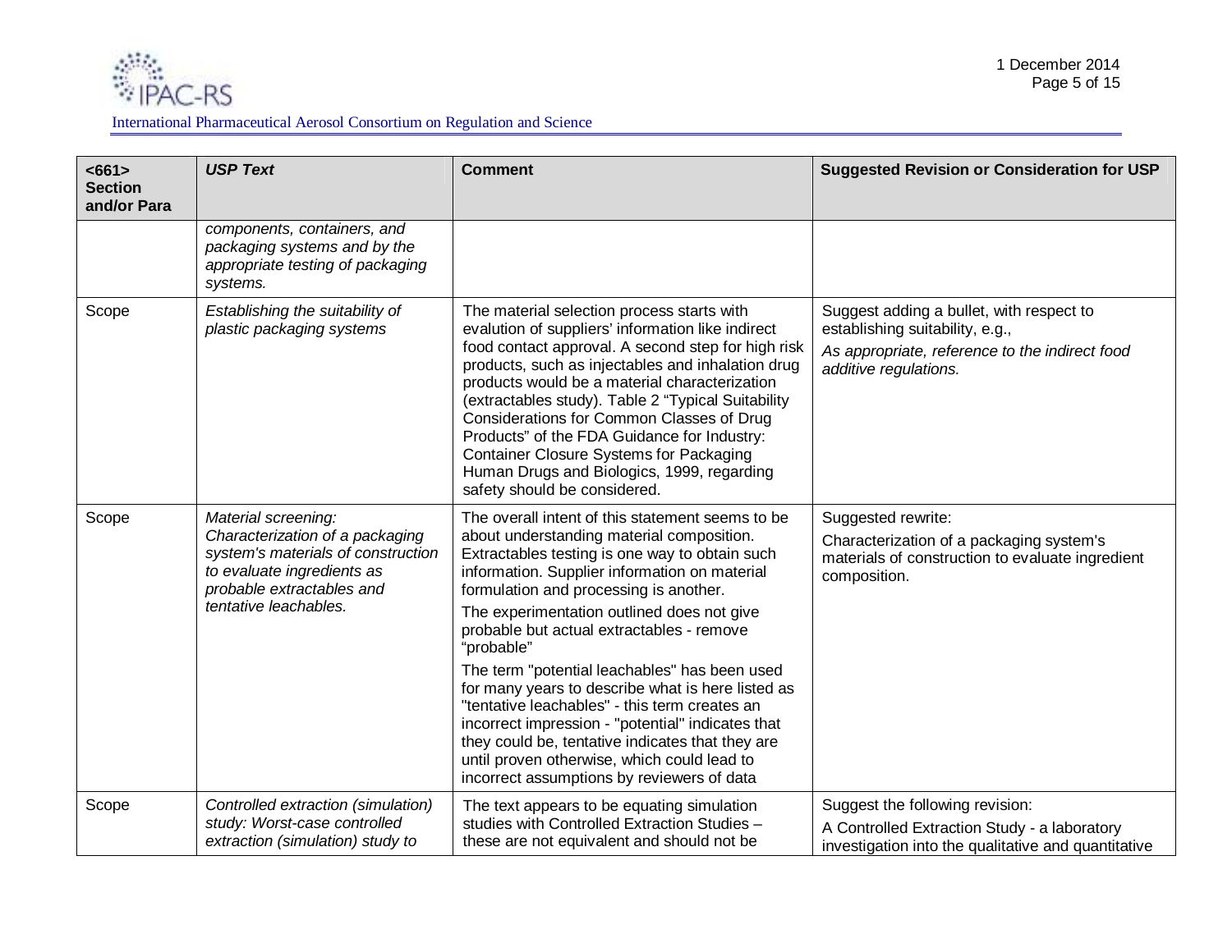| <661> Section and/or Para | *USP Text* | Comment | Suggested Revision or Consideration for USP |
|---|---|---|---|
| | *components, containers, and packaging systems and by the appropriate testing of packaging systems.* | | |
| Scope | *Establishing the suitability of plastic packaging systems* | The material selection process starts with evalution of suppliers' information like indirect food contact approval. A second step for high risk products, such as injectables and inhalation drug products would be a material characterization (extractables study). Table 2 "Typical Suitability Considerations for Common Classes of Drug Products" of the FDA Guidance for Industry: Container Closure Systems for Packaging Human Drugs and Biologics, 1999, regarding safety should be considered. | Suggest adding a bullet, with respect to establishing suitability, e.g.,<br>*As appropriate, reference to the indirect food additive regulations.* |
| Scope | *Material screening: Characterization of a packaging system's materials of construction to evaluate ingredients as probable extractables and tentative leachables.* | The overall intent of this statement seems to be about understanding material composition. Extractables testing is one way to obtain such information. Supplier information on material formulation and processing is another.<br>The experimentation outlined does not give probable but actual extractables - remove "probable"<br>The term "potential leachables" has been used for many years to describe what is here listed as "tentative leachables" - this term creates an incorrect impression - "potential" indicates that they could be, tentative indicates that they are until proven otherwise, which could lead to incorrect assumptions by reviewers of data | Suggested rewrite:<br>Characterization of a packaging system's materials of construction to evaluate ingredient composition. |
| Scope | *Controlled extraction (simulation) study: Worst-case controlled extraction (simulation) study to* | The text appears to be equating simulation studies with Controlled Extraction Studies – these are not equivalent and should not be | Suggest the following revision:<br>A Controlled Extraction Study - a laboratory investigation into the qualitative and quantitative |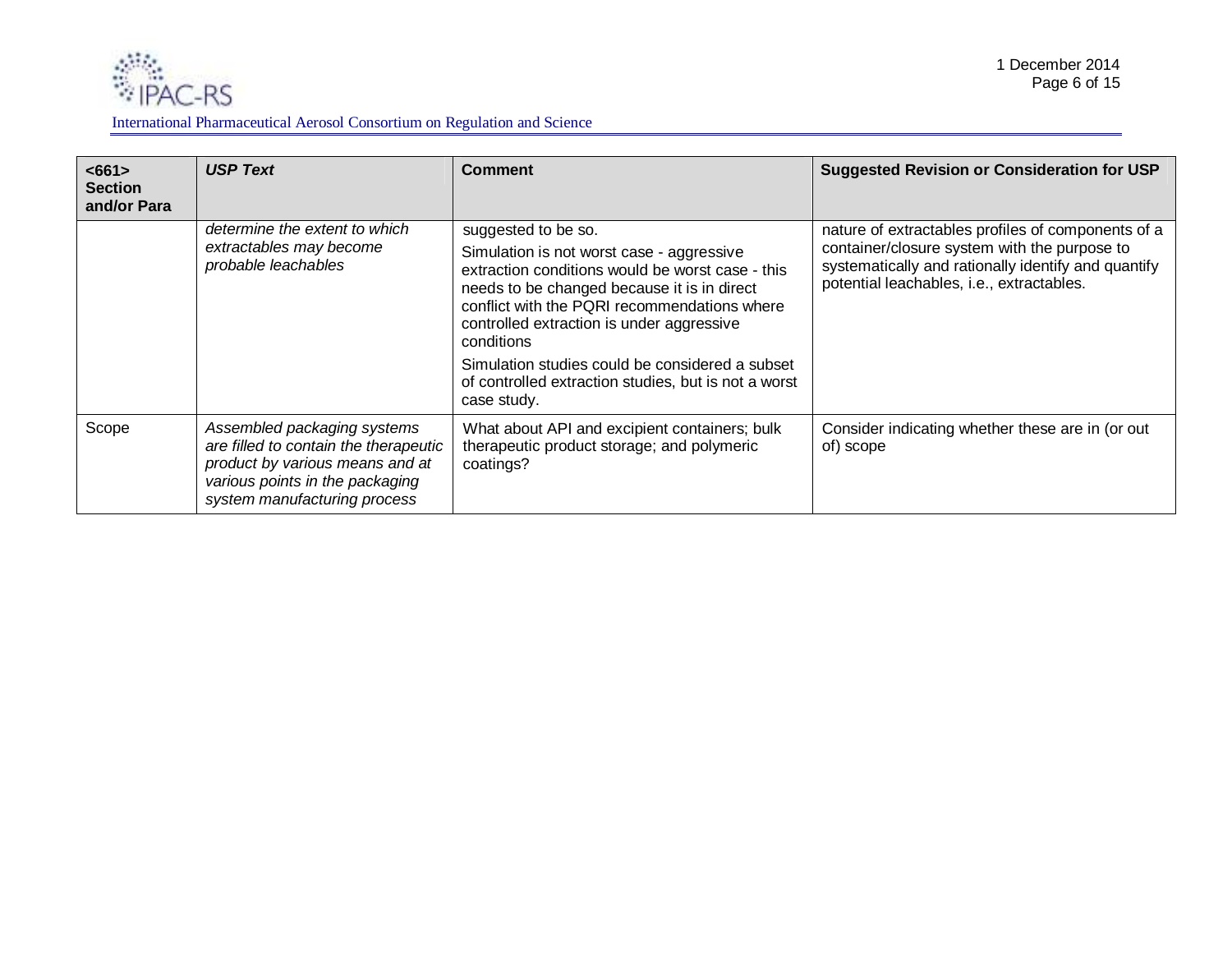| <661> Section and/or Para | *USP Text* | Comment | Suggested Revision or Consideration for USP |
|---|---|---|---|
| | *determine the extent to which extractables may become probable leachables* | suggested to be so.<br>Simulation is not worst case - aggressive extraction conditions would be worst case - this needs to be changed because it is in direct conflict with the PQRI recommendations where controlled extraction is under aggressive conditions<br>Simulation studies could be considered a subset of controlled extraction studies, but is not a worst case study. | nature of extractables profiles of components of a container/closure system with the purpose to systematically and rationally identify and quantify potential leachables, i.e., extractables. |
| Scope | *Assembled packaging systems are filled to contain the therapeutic product by various means and at various points in the packaging system manufacturing process* | What about API and excipient containers; bulk therapeutic product storage; and polymeric coatings? | Consider indicating whether these are in (or out of) scope |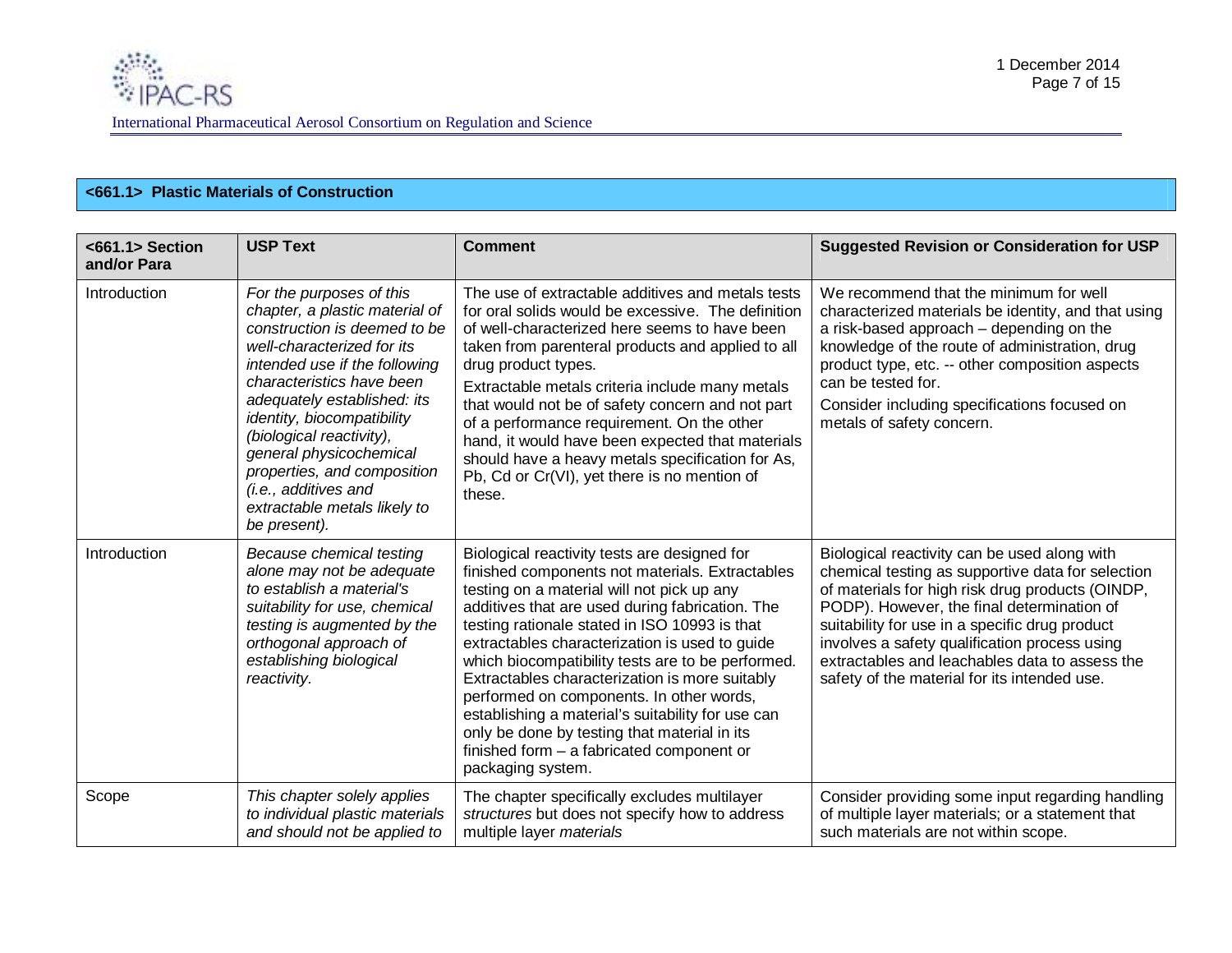## <661.1> Plastic Materials of Construction

| <661.1> Section and/or Para | USP Text | Comment | Suggested Revision or Consideration for USP |
|---|---|---|---|
| Introduction | *For the purposes of this chapter, a plastic material of construction is deemed to be well-characterized for its intended use if the following characteristics have been adequately established: its identity, biocompatibility (biological reactivity), general physicochemical properties, and composition (i.e., additives and extractable metals likely to be present).* | The use of extractable additives and metals tests for oral solids would be excessive. The definition of well-characterized here seems to have been taken from parenteral products and applied to all drug product types.<br><br>Extractable metals criteria include many metals that would not be of safety concern and not part of a performance requirement. On the other hand, it would have been expected that materials should have a heavy metals specification for As, Pb, Cd or Cr(VI), yet there is no mention of these. | We recommend that the minimum for well characterized materials be identity, and that using a risk-based approach – depending on the knowledge of the route of administration, drug product type, etc. -- other composition aspects can be tested for.<br><br>Consider including specifications focused on metals of safety concern. |
| Introduction | *Because chemical testing alone may not be adequate to establish a material's suitability for use, chemical testing is augmented by the orthogonal approach of establishing biological reactivity.* | Biological reactivity tests are designed for finished components not materials. Extractables testing on a material will not pick up any additives that are used during fabrication. The testing rationale stated in ISO 10993 is that extractables characterization is used to guide which biocompatibility tests are to be performed. Extractables characterization is more suitably performed on components. In other words, establishing a material's suitability for use can only be done by testing that material in its finished form – a fabricated component or packaging system. | Biological reactivity can be used along with chemical testing as supportive data for selection of materials for high risk drug products (OINDP, PODP). However, the final determination of suitability for use in a specific drug product involves a safety qualification process using extractables and leachables data to assess the safety of the material for its intended use. |
| Scope | *This chapter solely applies to individual plastic materials and should not be applied to* | The chapter specifically excludes multilayer *structures* but does not specify how to address multiple layer *materials* | Consider providing some input regarding handling of multiple layer materials; or a statement that such materials are not within scope. |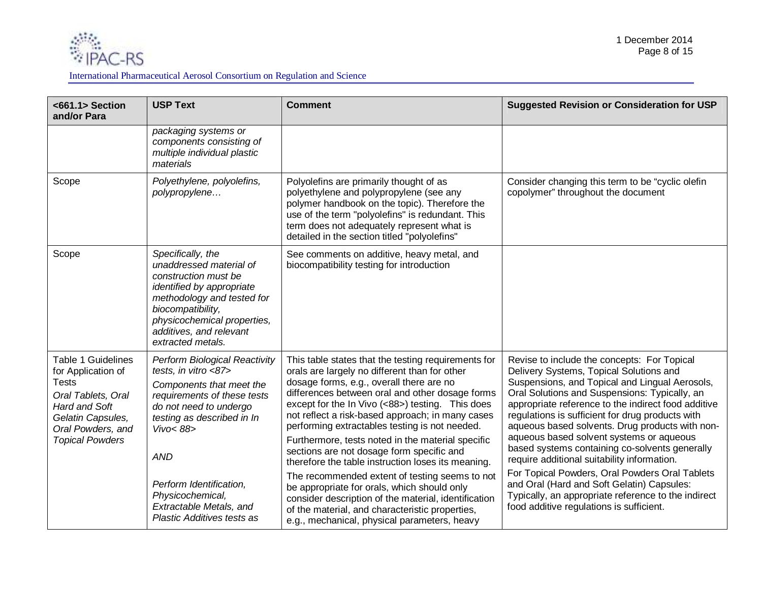| <661.1> Section and/or Para | USP Text | Comment | Suggested Revision or Consideration for USP |
|---|---|---|---|
| | *packaging systems or components consisting of multiple individual plastic materials* | | |
| Scope | *Polyethylene, polyolefins, polypropylene…* | Polyolefins are primarily thought of as polyethylene and polypropylene (see any polymer handbook on the topic). Therefore the use of the term "polyolefins" is redundant. This term does not adequately represent what is detailed in the section titled "polyolefins" | Consider changing this term to be "cyclic olefin copolymer" throughout the document |
| Scope | *Specifically, the unaddressed material of construction must be identified by appropriate methodology and tested for biocompatibility, physicochemical properties, additives, and relevant extracted metals.* | See comments on additive, heavy metal, and biocompatibility testing for introduction | |
| Table 1 Guidelines for Application of Tests<br>*Oral Tablets, Oral Hard and Soft Gelatin Capsules, Oral Powders, and Topical Powders* | *Perform Biological Reactivity tests, in vitro <87>*<br>*Components that meet the requirements of these tests do not need to undergo testing as described in In Vivo< 88>*<br><br>*AND*<br><br>*Perform Identification, Physicochemical, Extractable Metals, and Plastic Additives tests as* | This table states that the testing requirements for orals are largely no different than for other dosage forms, e.g., overall there are no differences between oral and other dosage forms except for the In Vivo (<88>) testing. This does not reflect a risk-based approach; in many cases performing extractables testing is not needed.<br>Furthermore, tests noted in the material specific sections are not dosage form specific and therefore the table instruction loses its meaning.<br>The recommended extent of testing seems to not be appropriate for orals, which should only consider description of the material, identification of the material, and characteristic properties, e.g., mechanical, physical parameters, heavy | Revise to include the concepts: For Topical Delivery Systems, Topical Solutions and Suspensions, and Topical and Lingual Aerosols, Oral Solutions and Suspensions: Typically, an appropriate reference to the indirect food additive regulations is sufficient for drug products with aqueous based solvents. Drug products with non-aqueous based solvent systems or aqueous based systems containing co-solvents generally require additional suitability information.<br>For Topical Powders, Oral Powders Oral Tablets and Oral (Hard and Soft Gelatin) Capsules: Typically, an appropriate reference to the indirect food additive regulations is sufficient. |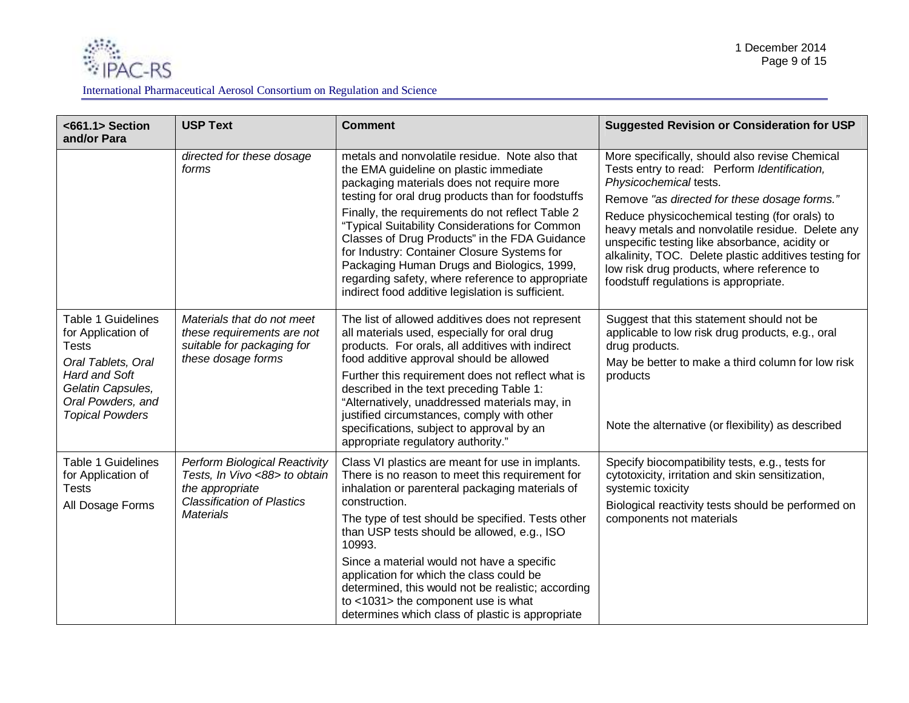| <661.1> Section and/or Para | USP Text | Comment | Suggested Revision or Consideration for USP |
|---|---|---|---|
| | *directed for these dosage forms* | metals and nonvolatile residue. Note also that the EMA guideline on plastic immediate packaging materials does not require more testing for oral drug products than for foodstuffs<br><br>Finally, the requirements do not reflect Table 2 "Typical Suitability Considerations for Common Classes of Drug Products" in the FDA Guidance for Industry: Container Closure Systems for Packaging Human Drugs and Biologics, 1999, regarding safety, where reference to appropriate indirect food additive legislation is sufficient. | More specifically, should also revise Chemical Tests entry to read: Perform *Identification, Physicochemical* tests.<br><br>Remove *"as directed for these dosage forms."*<br><br>Reduce physicochemical testing (for orals) to heavy metals and nonvolatile residue. Delete any unspecific testing like absorbance, acidity or alkalinity, TOC. Delete plastic additives testing for low risk drug products, where reference to foodstuff regulations is appropriate. |
| Table 1 Guidelines for Application of Tests<br><br>*Oral Tablets, Oral Hard and Soft Gelatin Capsules, Oral Powders, and Topical Powders* | *Materials that do not meet these requirements are not suitable for packaging for these dosage forms* | The list of allowed additives does not represent all materials used, especially for oral drug products. For orals, all additives with indirect food additive approval should be allowed<br><br>Further this requirement does not reflect what is described in the text preceding Table 1: "Alternatively, unaddressed materials may, in justified circumstances, comply with other specifications, subject to approval by an appropriate regulatory authority." | Suggest that this statement should not be applicable to low risk drug products, e.g., oral drug products.<br><br>May be better to make a third column for low risk products<br><br>Note the alternative (or flexibility) as described |
| Table 1 Guidelines for Application of Tests<br><br>All Dosage Forms | *Perform Biological Reactivity Tests, In Vivo <88> to obtain the appropriate Classification of Plastics Materials* | Class VI plastics are meant for use in implants. There is no reason to meet this requirement for inhalation or parenteral packaging materials of construction.<br><br>The type of test should be specified. Tests other than USP tests should be allowed, e.g., ISO 10993.<br><br>Since a material would not have a specific application for which the class could be determined, this would not be realistic; according to <1031> the component use is what determines which class of plastic is appropriate | Specify biocompatibility tests, e.g., tests for cytotoxicity, irritation and skin sensitization, systemic toxicity<br><br>Biological reactivity tests should be performed on components not materials |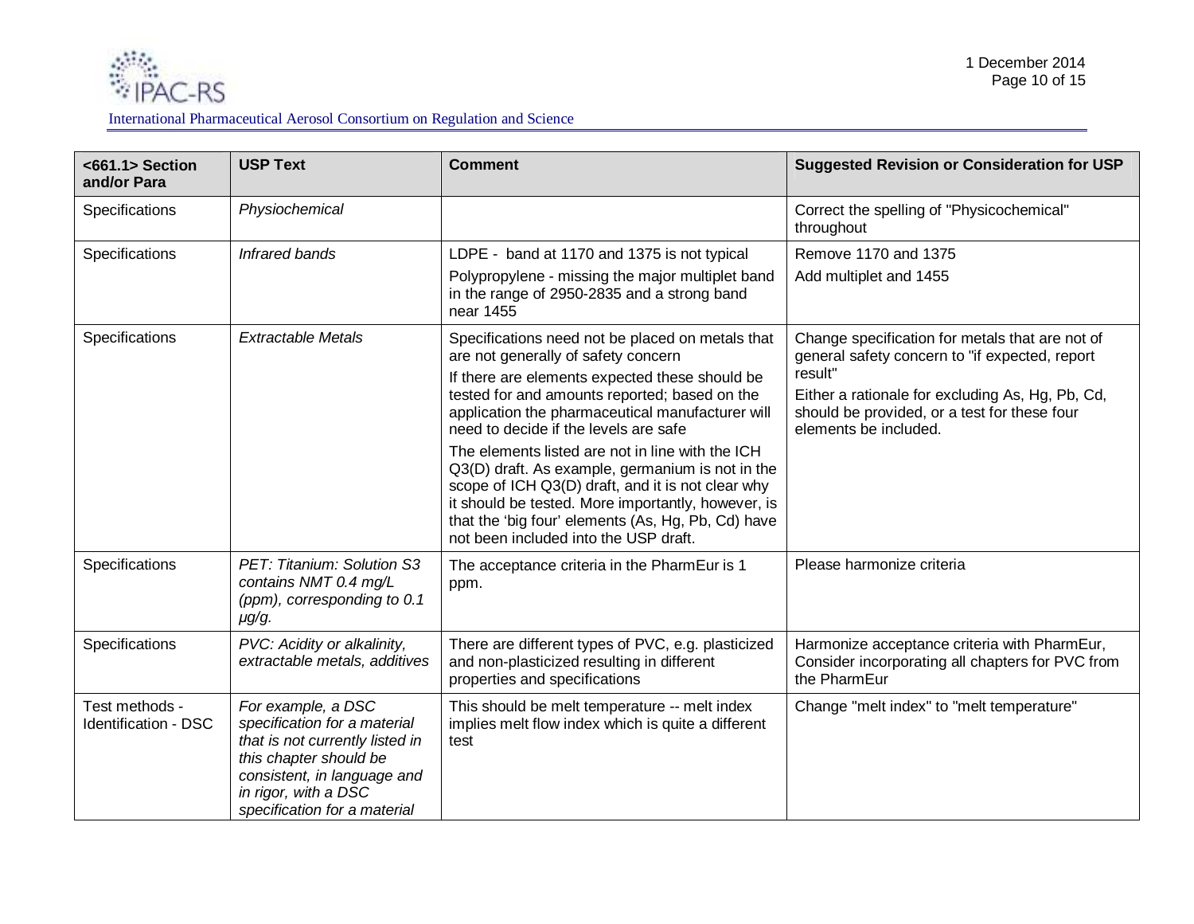| <661.1> Section and/or Para | USP Text | Comment | Suggested Revision or Consideration for USP |
|---|---|---|---|
| Specifications | *Physiochemical* | | Correct the spelling of "Physicochemical" throughout |
| Specifications | *Infrared bands* | LDPE - band at 1170 and 1375 is not typical<br>Polypropylene - missing the major multiplet band in the range of 2950-2835 and a strong band near 1455 | Remove 1170 and 1375<br>Add multiplet and 1455 |
| Specifications | *Extractable Metals* | Specifications need not be placed on metals that are not generally of safety concern<br>If there are elements expected these should be tested for and amounts reported; based on the application the pharmaceutical manufacturer will need to decide if the levels are safe<br>The elements listed are not in line with the ICH Q3(D) draft. As example, germanium is not in the scope of ICH Q3(D) draft, and it is not clear why it should be tested. More importantly, however, is that the 'big four' elements (As, Hg, Pb, Cd) have not been included into the USP draft. | Change specification for metals that are not of general safety concern to "if expected, report result"<br>Either a rationale for excluding As, Hg, Pb, Cd, should be provided, or a test for these four elements be included. |
| Specifications | *PET: Titanium: Solution S3 contains NMT 0.4 mg/L (ppm), corresponding to 0.1 µg/g.* | The acceptance criteria in the PharmEur is 1 ppm. | Please harmonize criteria |
| Specifications | *PVC: Acidity or alkalinity, extractable metals, additives* | There are different types of PVC, e.g. plasticized and non-plasticized resulting in different properties and specifications | Harmonize acceptance criteria with PharmEur, Consider incorporating all chapters for PVC from the PharmEur |
| Test methods - Identification - DSC | *For example, a DSC specification for a material that is not currently listed in this chapter should be consistent, in language and in rigor, with a DSC specification for a material* | This should be melt temperature -- melt index implies melt flow index which is quite a different test | Change "melt index" to "melt temperature" |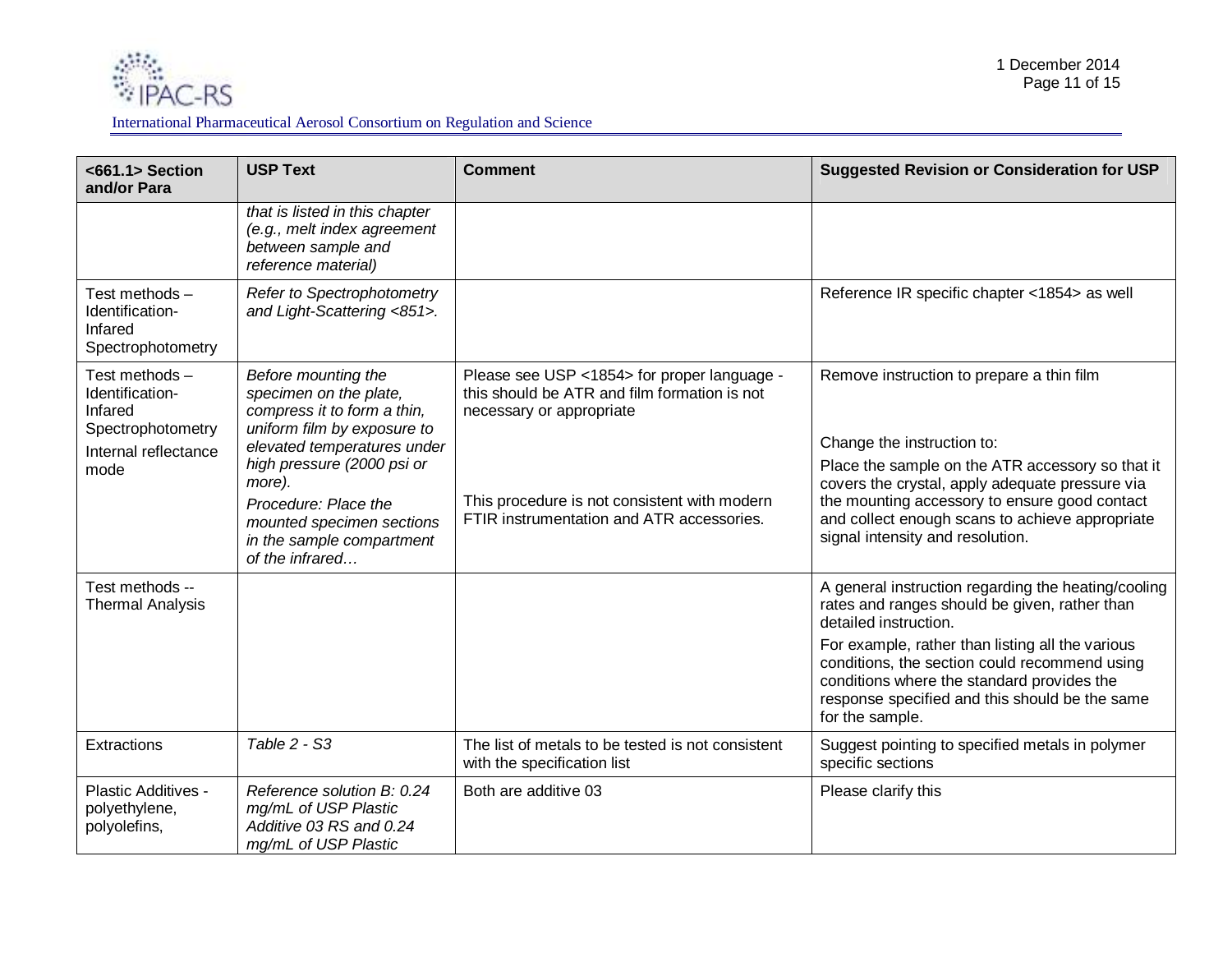| <661.1> Section and/or Para | USP Text | Comment | Suggested Revision or Consideration for USP |
|---|---|---|---|
| | *that is listed in this chapter (e.g., melt index agreement between sample and reference material)* | | |
| Test methods – Identification- Infared Spectrophotometry | *Refer to Spectrophotometry and Light-Scattering <851>.* | | Reference IR specific chapter <1854> as well |
| Test methods – Identification- Infared Spectrophotometry<br>Internal reflectance mode | *Before mounting the specimen on the plate, compress it to form a thin, uniform film by exposure to elevated temperatures under high pressure (2000 psi or more).*<br>*Procedure: Place the mounted specimen sections in the sample compartment of the infrared…* | Please see USP <1854> for proper language - this should be ATR and film formation is not necessary or appropriate<br><br>This procedure is not consistent with modern FTIR instrumentation and ATR accessories. | Remove instruction to prepare a thin film<br><br>Change the instruction to:<br>Place the sample on the ATR accessory so that it covers the crystal, apply adequate pressure via the mounting accessory to ensure good contact and collect enough scans to achieve appropriate signal intensity and resolution. |
| Test methods -- Thermal Analysis | | | A general instruction regarding the heating/cooling rates and ranges should be given, rather than detailed instruction.<br>For example, rather than listing all the various conditions, the section could recommend using conditions where the standard provides the response specified and this should be the same for the sample. |
| Extractions | *Table 2 - S3* | The list of metals to be tested is not consistent with the specification list | Suggest pointing to specified metals in polymer specific sections |
| Plastic Additives - polyethylene, polyolefins, | *Reference solution B: 0.24 mg/mL of USP Plastic Additive 03 RS and 0.24 mg/mL of USP Plastic* | Both are additive 03 | Please clarify this |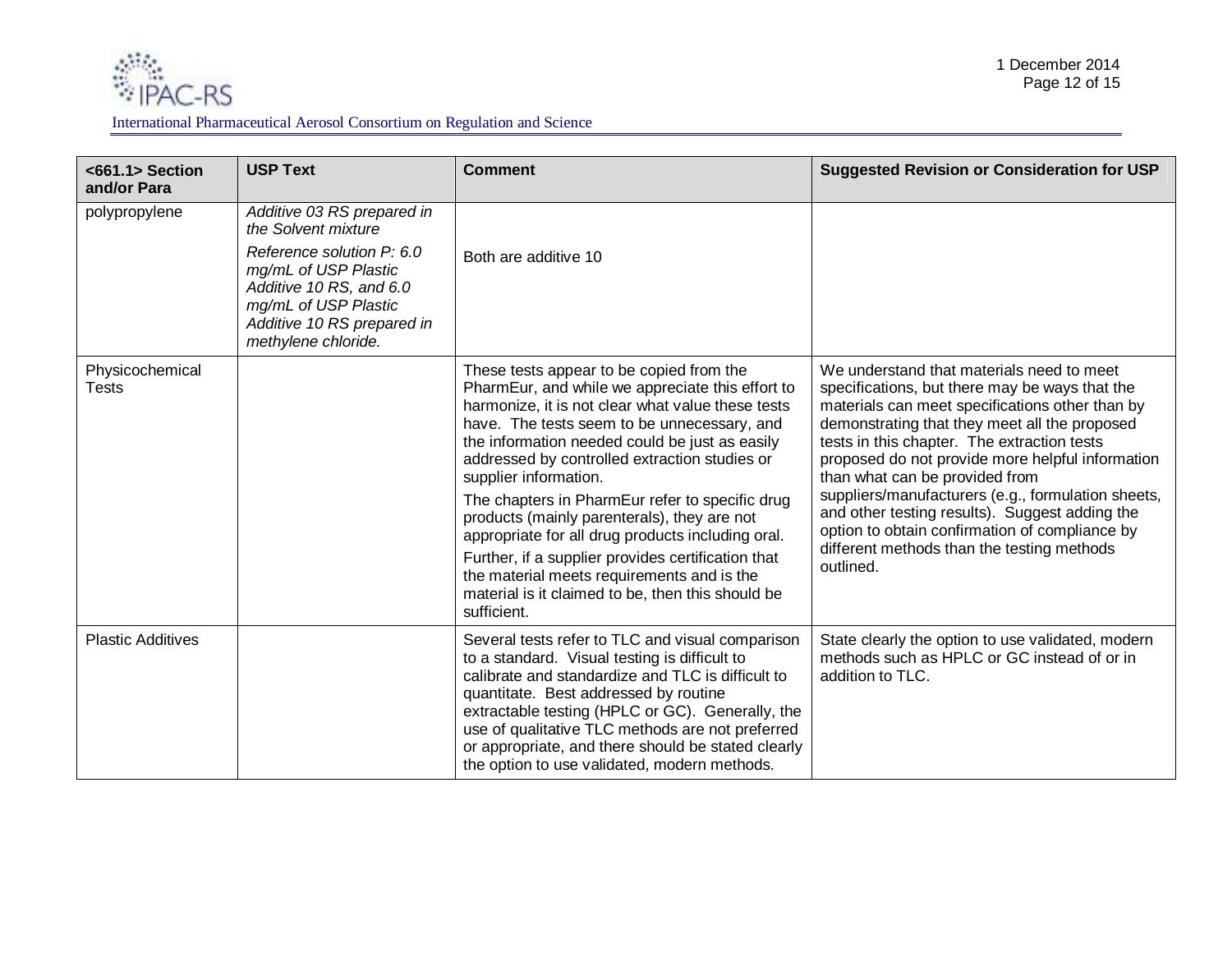| <661.1> Section and/or Para | USP Text | Comment | Suggested Revision or Consideration for USP |
|---|---|---|---|
| polypropylene | *Additive 03 RS prepared in the Solvent mixture*<br>*Reference solution P: 6.0 mg/mL of USP Plastic Additive 10 RS, and 6.0 mg/mL of USP Plastic Additive 10 RS prepared in methylene chloride.* | Both are additive 10 | |
| Physicochemical Tests | | These tests appear to be copied from the PharmEur, and while we appreciate this effort to harmonize, it is not clear what value these tests have. The tests seem to be unnecessary, and the information needed could be just as easily addressed by controlled extraction studies or supplier information.<br>The chapters in PharmEur refer to specific drug products (mainly parenterals), they are not appropriate for all drug products including oral.<br>Further, if a supplier provides certification that the material meets requirements and is the material is it claimed to be, then this should be sufficient. | We understand that materials need to meet specifications, but there may be ways that the materials can meet specifications other than by demonstrating that they meet all the proposed tests in this chapter. The extraction tests proposed do not provide more helpful information than what can be provided from suppliers/manufacturers (e.g., formulation sheets, and other testing results). Suggest adding the option to obtain confirmation of compliance by different methods than the testing methods outlined. |
| Plastic Additives | | Several tests refer to TLC and visual comparison to a standard. Visual testing is difficult to calibrate and standardize and TLC is difficult to quantitate. Best addressed by routine extractable testing (HPLC or GC). Generally, the use of qualitative TLC methods are not preferred or appropriate, and there should be stated clearly the option to use validated, modern methods. | State clearly the option to use validated, modern methods such as HPLC or GC instead of or in addition to TLC. |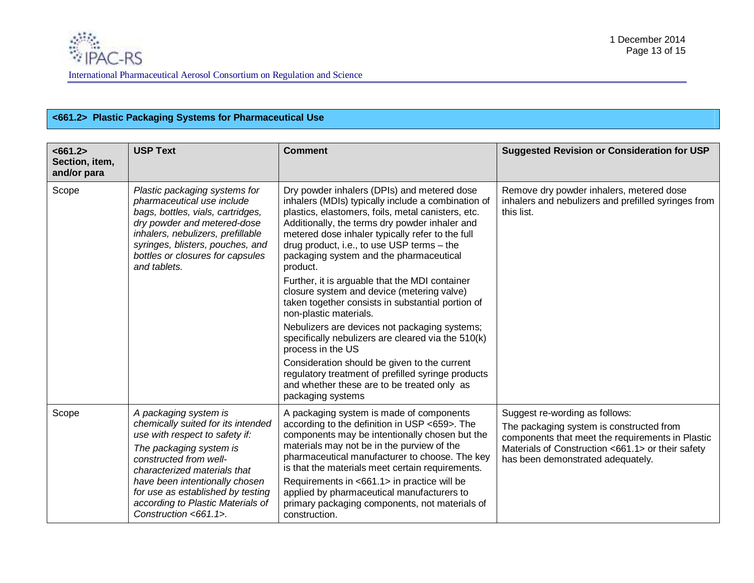## <661.2> Plastic Packaging Systems for Pharmaceutical Use

| <661.2> Section, item, and/or para | USP Text | Comment | Suggested Revision or Consideration for USP |
|---|---|---|---|
| Scope | *Plastic packaging systems for pharmaceutical use include bags, bottles, vials, cartridges, dry powder and metered-dose inhalers, nebulizers, prefillable syringes, blisters, pouches, and bottles or closures for capsules and tablets.* | Dry powder inhalers (DPIs) and metered dose inhalers (MDIs) typically include a combination of plastics, elastomers, foils, metal canisters, etc. Additionally, the terms dry powder inhaler and metered dose inhaler typically refer to the full drug product, i.e., to use USP terms – the packaging system and the pharmaceutical product.<br><br>Further, it is arguable that the MDI container closure system and device (metering valve) taken together consists in substantial portion of non-plastic materials.<br><br>Nebulizers are devices not packaging systems; specifically nebulizers are cleared via the 510(k) process in the US<br><br>Consideration should be given to the current regulatory treatment of prefilled syringe products and whether these are to be treated only as packaging systems | Remove dry powder inhalers, metered dose inhalers and nebulizers and prefilled syringes from this list. |
| Scope | *A packaging system is chemically suited for its intended use with respect to safety if:*<br><br>*The packaging system is constructed from well-characterized materials that have been intentionally chosen for use as established by testing according to Plastic Materials of Construction <661.1>.* | A packaging system is made of components according to the definition in USP <659>. The components may be intentionally chosen but the materials may not be in the purview of the pharmaceutical manufacturer to choose. The key is that the materials meet certain requirements.<br><br>Requirements in <661.1> in practice will be applied by pharmaceutical manufacturers to primary packaging components, not materials of construction. | Suggest re-wording as follows:<br><br>The packaging system is constructed from components that meet the requirements in Plastic Materials of Construction <661.1> or their safety has been demonstrated adequately. |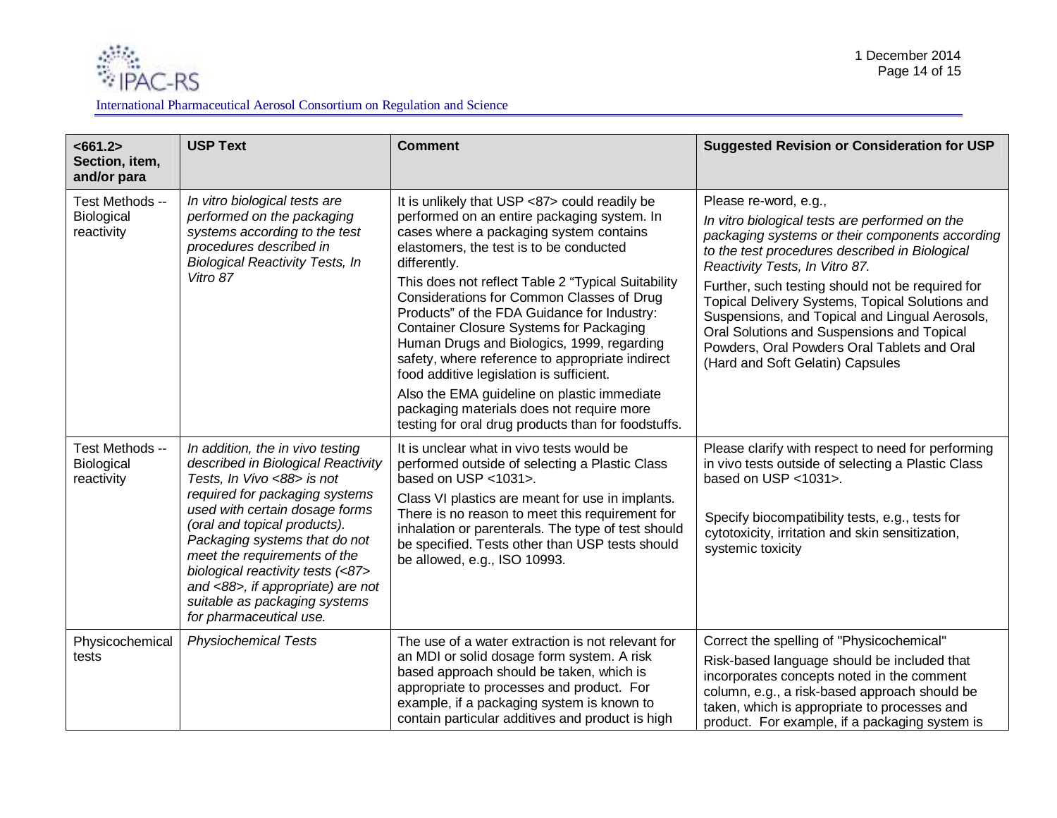| <661.2> Section, item, and/or para | USP Text | Comment | Suggested Revision or Consideration for USP |
|---|---|---|---|
| Test Methods -- Biological reactivity | *In vitro biological tests are performed on the packaging systems according to the test procedures described in Biological Reactivity Tests, In Vitro 87* | It is unlikely that USP <87> could readily be performed on an entire packaging system. In cases where a packaging system contains elastomers, the test is to be conducted differently.<br>This does not reflect Table 2 "Typical Suitability Considerations for Common Classes of Drug Products" of the FDA Guidance for Industry: Container Closure Systems for Packaging Human Drugs and Biologics, 1999, regarding safety, where reference to appropriate indirect food additive legislation is sufficient.<br>Also the EMA guideline on plastic immediate packaging materials does not require more testing for oral drug products than for foodstuffs. | Please re-word, e.g.,<br>*In vitro biological tests are performed on the packaging systems or their components according to the test procedures described in Biological Reactivity Tests, In Vitro 87.*<br>Further, such testing should not be required for Topical Delivery Systems, Topical Solutions and Suspensions, and Topical and Lingual Aerosols, Oral Solutions and Suspensions and Topical Powders, Oral Powders Oral Tablets and Oral (Hard and Soft Gelatin) Capsules |
| Test Methods -- Biological reactivity | *In addition, the in vivo testing described in Biological Reactivity Tests, In Vivo <88> is not required for packaging systems used with certain dosage forms (oral and topical products). Packaging systems that do not meet the requirements of the biological reactivity tests (<87> and <88>, if appropriate) are not suitable as packaging systems for pharmaceutical use.* | It is unclear what in vivo tests would be performed outside of selecting a Plastic Class based on USP <1031>.<br>Class VI plastics are meant for use in implants. There is no reason to meet this requirement for inhalation or parenterals. The type of test should be specified. Tests other than USP tests should be allowed, e.g., ISO 10993. | Please clarify with respect to need for performing in vivo tests outside of selecting a Plastic Class based on USP <1031>.<br>Specify biocompatibility tests, e.g., tests for cytotoxicity, irritation and skin sensitization, systemic toxicity |
| Physicochemical tests | *Physiochemical Tests* | The use of a water extraction is not relevant for an MDI or solid dosage form system. A risk based approach should be taken, which is appropriate to processes and product. For example, if a packaging system is known to contain particular additives and product is high | Correct the spelling of "Physicochemical"<br>Risk-based language should be included that incorporates concepts noted in the comment column, e.g., a risk-based approach should be taken, which is appropriate to processes and product. For example, if a packaging system is |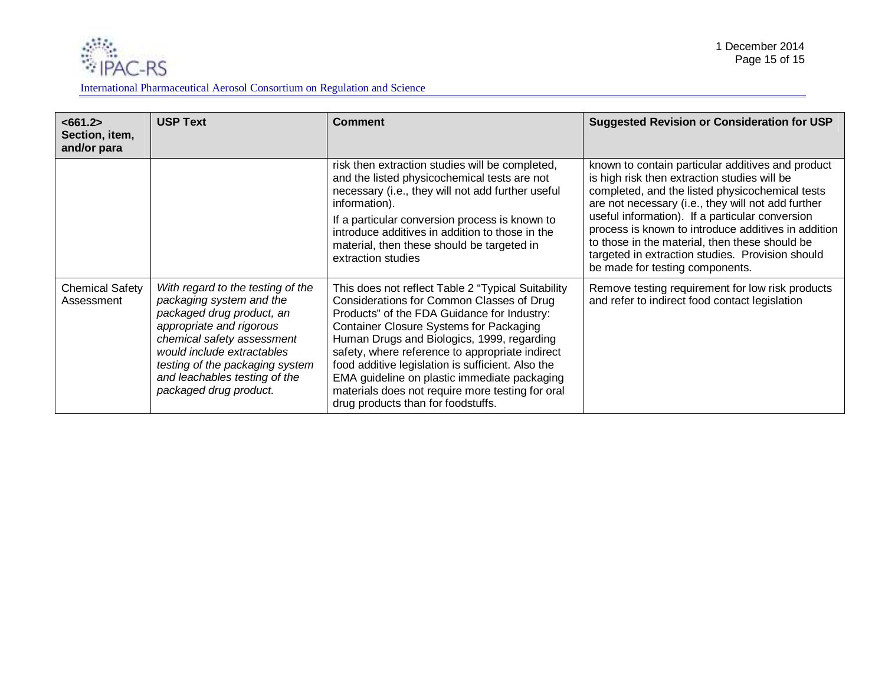| <661.2> Section, item, and/or para | USP Text | Comment | Suggested Revision or Consideration for USP |
|---|---|---|---|
| | | risk then extraction studies will be completed, and the listed physicochemical tests are not necessary (i.e., they will not add further useful information).<br>If a particular conversion process is known to introduce additives in addition to those in the material, then these should be targeted in extraction studies | known to contain particular additives and product is high risk then extraction studies will be completed, and the listed physicochemical tests are not necessary (i.e., they will not add further useful information). If a particular conversion process is known to introduce additives in addition to those in the material, then these should be targeted in extraction studies. Provision should be made for testing components. |
| Chemical Safety Assessment | *With regard to the testing of the packaging system and the packaged drug product, an appropriate and rigorous chemical safety assessment would include extractables testing of the packaging system and leachables testing of the packaged drug product.* | This does not reflect Table 2 "Typical Suitability Considerations for Common Classes of Drug Products" of the FDA Guidance for Industry: Container Closure Systems for Packaging Human Drugs and Biologics, 1999, regarding safety, where reference to appropriate indirect food additive legislation is sufficient. Also the EMA guideline on plastic immediate packaging materials does not require more testing for oral drug products than for foodstuffs. | Remove testing requirement for low risk products and refer to indirect food contact legislation |